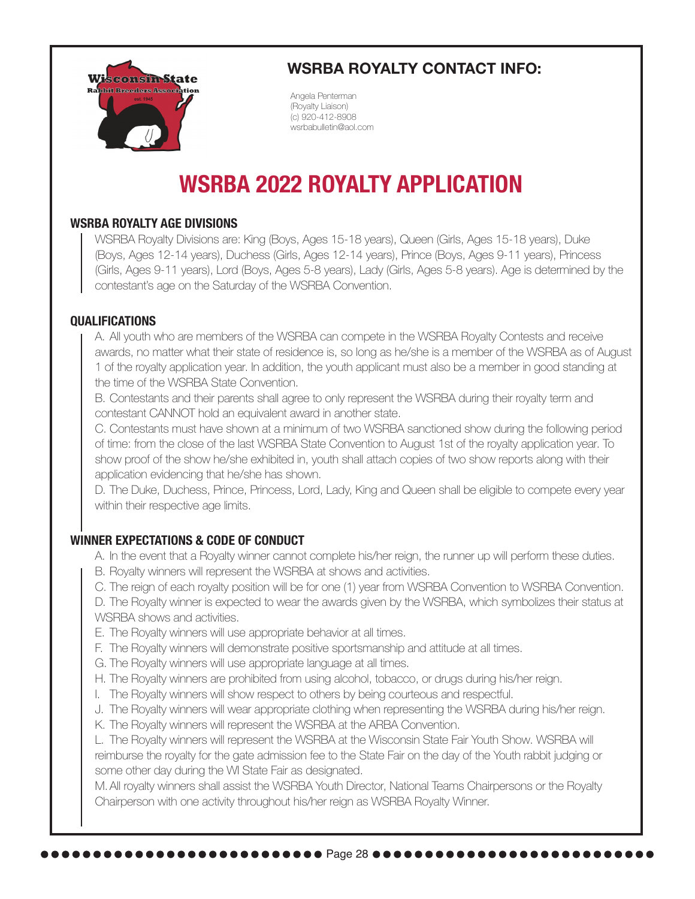## WSRBA ROYALTY CONTACT INFO:

Angela Penterman
(Royalty Liaison)
(c) 920-412-8908
wsrbabulletin@aol.com

# WSRBA 2022 ROYALTY APPLICATION

### WSRBA ROYALTY AGE DIVISIONS

WSRBA Royalty Divisions are: King (Boys, Ages 15-18 years), Queen (Girls, Ages 15-18 years), Duke (Boys, Ages 12-14 years), Duchess (Girls, Ages 12-14 years), Prince (Boys, Ages 9-11 years), Princess (Girls, Ages 9-11 years), Lord (Boys, Ages 5-8 years), Lady (Girls, Ages 5-8 years). Age is determined by the contestant's age on the Saturday of the WSRBA Convention.

### QUALIFICATIONS

A. All youth who are members of the WSRBA can compete in the WSRBA Royalty Contests and receive awards, no matter what their state of residence is, so long as he/she is a member of the WSRBA as of August 1 of the royalty application year. In addition, the youth applicant must also be a member in good standing at the time of the WSRBA State Convention.

B. Contestants and their parents shall agree to only represent the WSRBA during their royalty term and contestant CANNOT hold an equivalent award in another state.

C. Contestants must have shown at a minimum of two WSRBA sanctioned show during the following period of time: from the close of the last WSRBA State Convention to August 1st of the royalty application year. To show proof of the show he/she exhibited in, youth shall attach copies of two show reports along with their application evidencing that he/she has shown.

D. The Duke, Duchess, Prince, Princess, Lord, Lady, King and Queen shall be eligible to compete every year within their respective age limits.

### WINNER EXPECTATIONS & CODE OF CONDUCT

A. In the event that a Royalty winner cannot complete his/her reign, the runner up will perform these duties.

B. Royalty winners will represent the WSRBA at shows and activities.

C. The reign of each royalty position will be for one (1) year from WSRBA Convention to WSRBA Convention.

D. The Royalty winner is expected to wear the awards given by the WSRBA, which symbolizes their status at WSRBA shows and activities.

E. The Royalty winners will use appropriate behavior at all times.

F. The Royalty winners will demonstrate positive sportsmanship and attitude at all times.

G. The Royalty winners will use appropriate language at all times.

H. The Royalty winners are prohibited from using alcohol, tobacco, or drugs during his/her reign.

I. The Royalty winners will show respect to others by being courteous and respectful.

J. The Royalty winners will wear appropriate clothing when representing the WSRBA during his/her reign.

K. The Royalty winners will represent the WSRBA at the ARBA Convention.

L. The Royalty winners will represent the WSRBA at the Wisconsin State Fair Youth Show. WSRBA will reimburse the royalty for the gate admission fee to the State Fair on the day of the Youth rabbit judging or some other day during the WI State Fair as designated.

M. All royalty winners shall assist the WSRBA Youth Director, National Teams Chairpersons or the Royalty Chairperson with one activity throughout his/her reign as WSRBA Royalty Winner.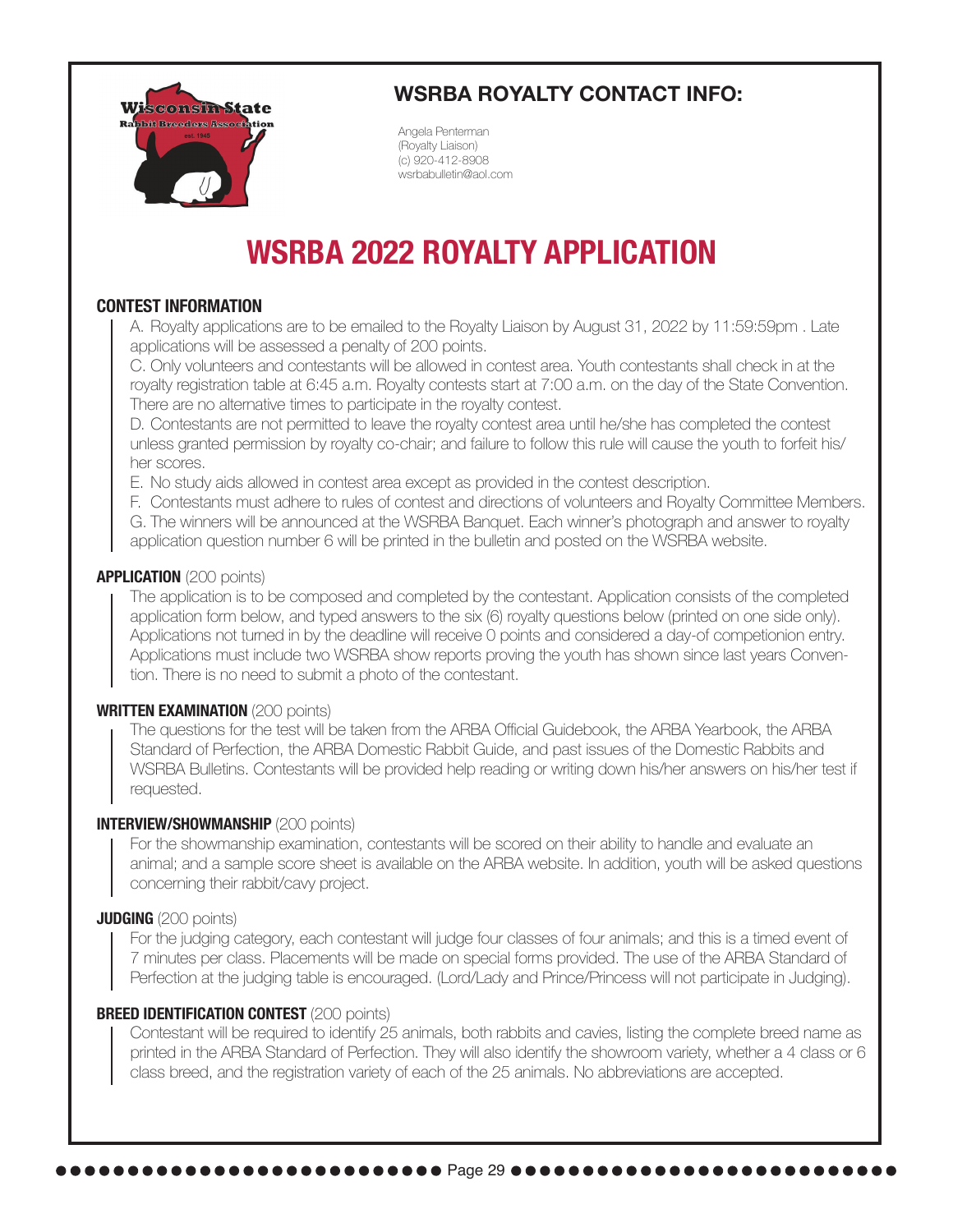## WSRBA ROYALTY CONTACT INFO:

Angela Penterman
(Royalty Liaison)
(c) 920-412-8908
wsrbabulletin@aol.com

# WSRBA 2022 ROYALTY APPLICATION

### CONTEST INFORMATION

A. Royalty applications are to be emailed to the Royalty Liaison by August 31, 2022 by 11:59:59pm . Late applications will be assessed a penalty of 200 points.

C. Only volunteers and contestants will be allowed in contest area. Youth contestants shall check in at the royalty registration table at 6:45 a.m. Royalty contests start at 7:00 a.m. on the day of the State Convention. There are no alternative times to participate in the royalty contest.

D. Contestants are not permitted to leave the royalty contest area until he/she has completed the contest unless granted permission by royalty co-chair; and failure to follow this rule will cause the youth to forfeit his/her scores.

E. No study aids allowed in contest area except as provided in the contest description.

F. Contestants must adhere to rules of contest and directions of volunteers and Royalty Committee Members.

G. The winners will be announced at the WSRBA Banquet. Each winner's photograph and answer to royalty application question number 6 will be printed in the bulletin and posted on the WSRBA website.

### APPLICATION (200 points)

The application is to be composed and completed by the contestant. Application consists of the completed application form below, and typed answers to the six (6) royalty questions below (printed on one side only). Applications not turned in by the deadline will receive 0 points and considered a day-of competionion entry. Applications must include two WSRBA show reports proving the youth has shown since last years Convention. There is no need to submit a photo of the contestant.

### WRITTEN EXAMINATION (200 points)

The questions for the test will be taken from the ARBA Official Guidebook, the ARBA Yearbook, the ARBA Standard of Perfection, the ARBA Domestic Rabbit Guide, and past issues of the Domestic Rabbits and WSRBA Bulletins. Contestants will be provided help reading or writing down his/her answers on his/her test if requested.

### INTERVIEW/SHOWMANSHIP (200 points)

For the showmanship examination, contestants will be scored on their ability to handle and evaluate an animal; and a sample score sheet is available on the ARBA website. In addition, youth will be asked questions concerning their rabbit/cavy project.

### JUDGING (200 points)

For the judging category, each contestant will judge four classes of four animals; and this is a timed event of 7 minutes per class. Placements will be made on special forms provided. The use of the ARBA Standard of Perfection at the judging table is encouraged. (Lord/Lady and Prince/Princess will not participate in Judging).

### BREED IDENTIFICATION CONTEST (200 points)

Contestant will be required to identify 25 animals, both rabbits and cavies, listing the complete breed name as printed in the ARBA Standard of Perfection. They will also identify the showroom variety, whether a 4 class or 6 class breed, and the registration variety of each of the 25 animals. No abbreviations are accepted.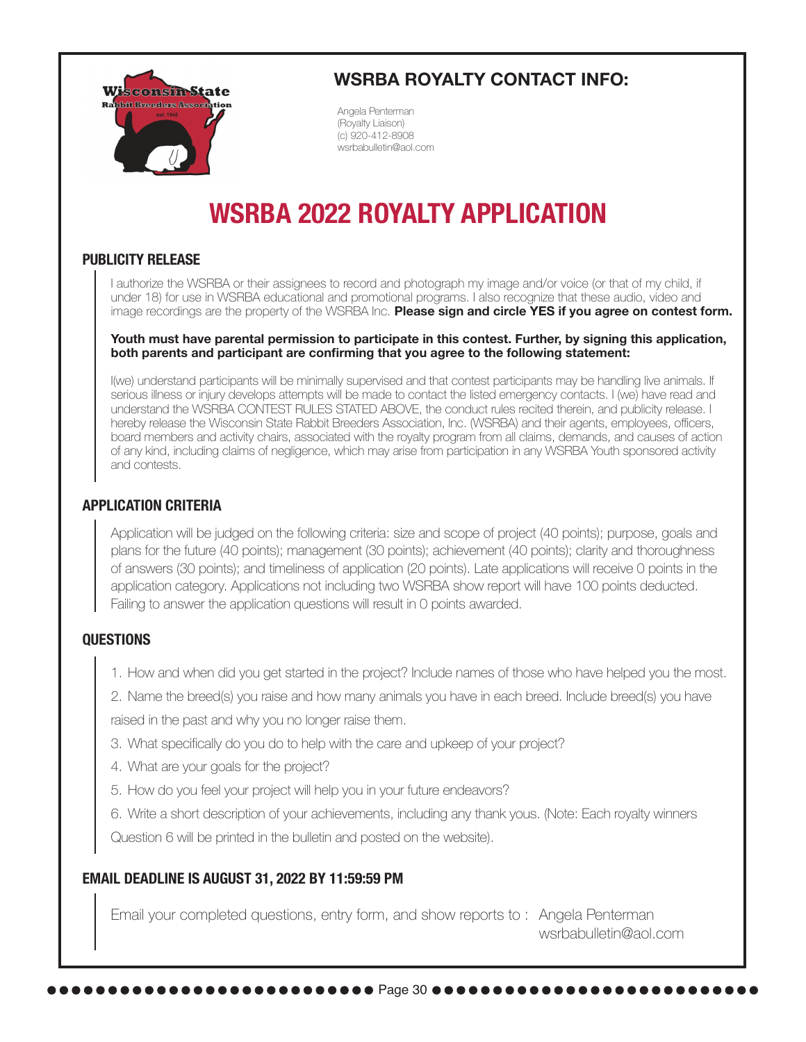Wisconsin State Rabbit Breeders Association
est. 1945

## WSRBA ROYALTY CONTACT INFO:

Angela Penterman
(Royalty Liaison)
(c) 920-412-8908
wsrbabulletin@aol.com

# WSRBA 2022 ROYALTY APPLICATION

### PUBLICITY RELEASE

I authorize the WSRBA or their assignees to record and photograph my image and/or voice (or that of my child, if under 18) for use in WSRBA educational and promotional programs. I also recognize that these audio, video and image recordings are the property of the WSRBA Inc. **Please sign and circle YES if you agree on contest form.**

**Youth must have parental permission to participate in this contest. Further, by signing this application, both parents and participant are confirming that you agree to the following statement:**

I(we) understand participants will be minimally supervised and that contest participants may be handling live animals. If serious illness or injury develops attempts will be made to contact the listed emergency contacts. I (we) have read and understand the WSRBA CONTEST RULES STATED ABOVE, the conduct rules recited therein, and publicity release. I hereby release the Wisconsin State Rabbit Breeders Association, Inc. (WSRBA) and their agents, employees, officers, board members and activity chairs, associated with the royalty program from all claims, demands, and causes of action of any kind, including claims of negligence, which may arise from participation in any WSRBA Youth sponsored activity and contests.

### APPLICATION CRITERIA

Application will be judged on the following criteria: size and scope of project (40 points); purpose, goals and plans for the future (40 points); management (30 points); achievement (40 points); clarity and thoroughness of answers (30 points); and timeliness of application (20 points). Late applications will receive 0 points in the application category. Applications not including two WSRBA show report will have 100 points deducted. Failing to answer the application questions will result in 0 points awarded.

### QUESTIONS

1. How and when did you get started in the project? Include names of those who have helped you the most.
2. Name the breed(s) you raise and how many animals you have in each breed. Include breed(s) you have raised in the past and why you no longer raise them.
3. What specifically do you do to help with the care and upkeep of your project?
4. What are your goals for the project?
5. How do you feel your project will help you in your future endeavors?
6. Write a short description of your achievements, including any thank yous. (Note: Each royalty winners Question 6 will be printed in the bulletin and posted on the website).

### EMAIL DEADLINE IS AUGUST 31, 2022 BY 11:59:59 PM

Email your completed questions, entry form, and show reports to : Angela Penterman
wsrbabulletin@aol.com